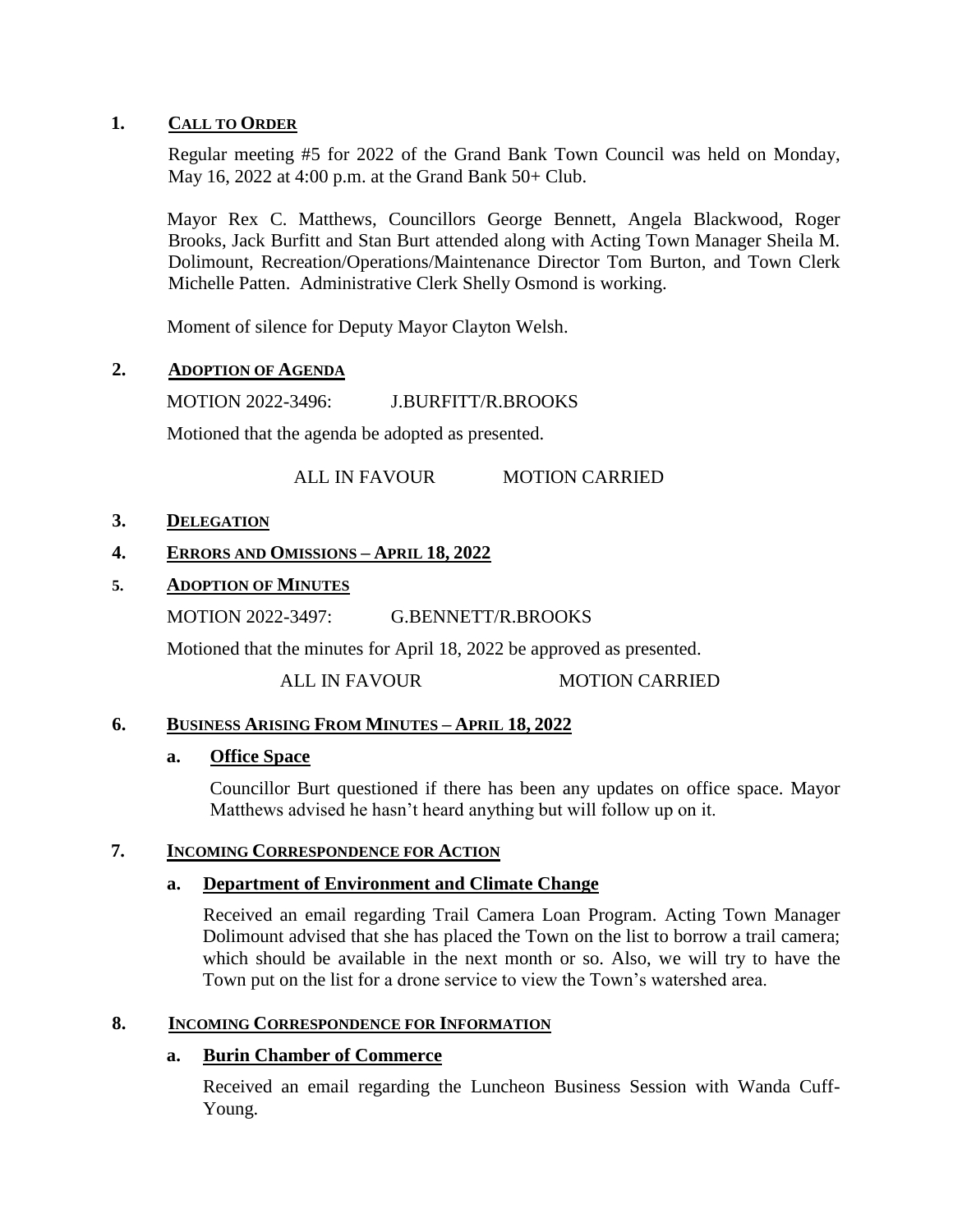## 1. CALL TO ORDER

Regular meeting #5 for 2022 of the Grand Bank Town Council was held on Monday, May 16, 2022 at 4:00 p.m. at the Grand Bank 50+ Club.

Mayor Rex C. Matthews, Councillors George Bennett, Angela Blackwood, Roger Brooks, Jack Burfitt and Stan Burt attended along with Acting Town Manager Sheila M. Dolimount, Recreation/Operations/Maintenance Director Tom Burton, and Town Clerk Michelle Patten. Administrative Clerk Shelly Osmond is working.

Moment of silence for Deputy Mayor Clayton Welsh.

## 2. ADOPTION OF AGENDA

MOTION 2022-3496: J.BURFITT/R.BROOKS

Motioned that the agenda be adopted as presented.

ALL IN FAVOUR MOTION CARRIED

## 3. DELEGATION

## 4. ERRORS AND OMISSIONS – APRIL 18, 2022

## 5. ADOPTION OF MINUTES

MOTION 2022-3497: G.BENNETT/R.BROOKS

Motioned that the minutes for April 18, 2022 be approved as presented.

ALL IN FAVOUR MOTION CARRIED

## 6. BUSINESS ARISING FROM MINUTES – APRIL 18, 2022

### a. Office Space

Councillor Burt questioned if there has been any updates on office space. Mayor Matthews advised he hasn't heard anything but will follow up on it.

## 7. INCOMING CORRESPONDENCE FOR ACTION

### a. Department of Environment and Climate Change

Received an email regarding Trail Camera Loan Program. Acting Town Manager Dolimount advised that she has placed the Town on the list to borrow a trail camera; which should be available in the next month or so. Also, we will try to have the Town put on the list for a drone service to view the Town's watershed area.

## 8. INCOMING CORRESPONDENCE FOR INFORMATION

### a. Burin Chamber of Commerce

Received an email regarding the Luncheon Business Session with Wanda Cuff-Young.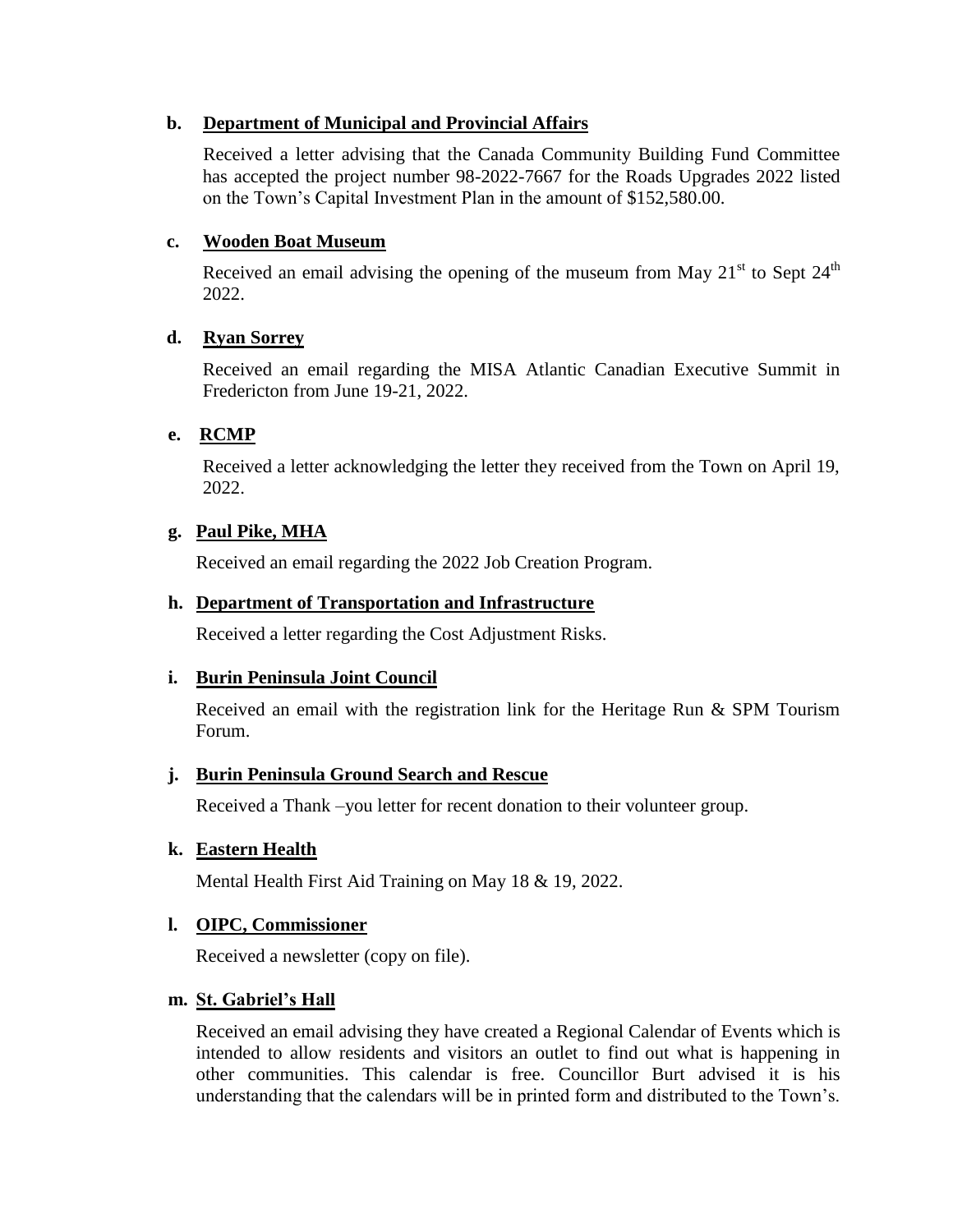**b. Department of Municipal and Provincial Affairs**

Received a letter advising that the Canada Community Building Fund Committee has accepted the project number 98-2022-7667 for the Roads Upgrades 2022 listed on the Town's Capital Investment Plan in the amount of $152,580.00.

**c. Wooden Boat Museum**

Received an email advising the opening of the museum from May 21st to Sept 24th 2022.

**d. Ryan Sorrey**

Received an email regarding the MISA Atlantic Canadian Executive Summit in Fredericton from June 19-21, 2022.

**e. RCMP**

Received a letter acknowledging the letter they received from the Town on April 19, 2022.

**g. Paul Pike, MHA**

Received an email regarding the 2022 Job Creation Program.

**h. Department of Transportation and Infrastructure**

Received a letter regarding the Cost Adjustment Risks.

**i. Burin Peninsula Joint Council**

Received an email with the registration link for the Heritage Run & SPM Tourism Forum.

**j. Burin Peninsula Ground Search and Rescue**

Received a Thank –you letter for recent donation to their volunteer group.

**k. Eastern Health**

Mental Health First Aid Training on May 18 & 19, 2022.

**l. OIPC, Commissioner**

Received a newsletter (copy on file).

**m. St. Gabriel's Hall**

Received an email advising they have created a Regional Calendar of Events which is intended to allow residents and visitors an outlet to find out what is happening in other communities. This calendar is free. Councillor Burt advised it is his understanding that the calendars will be in printed form and distributed to the Town's.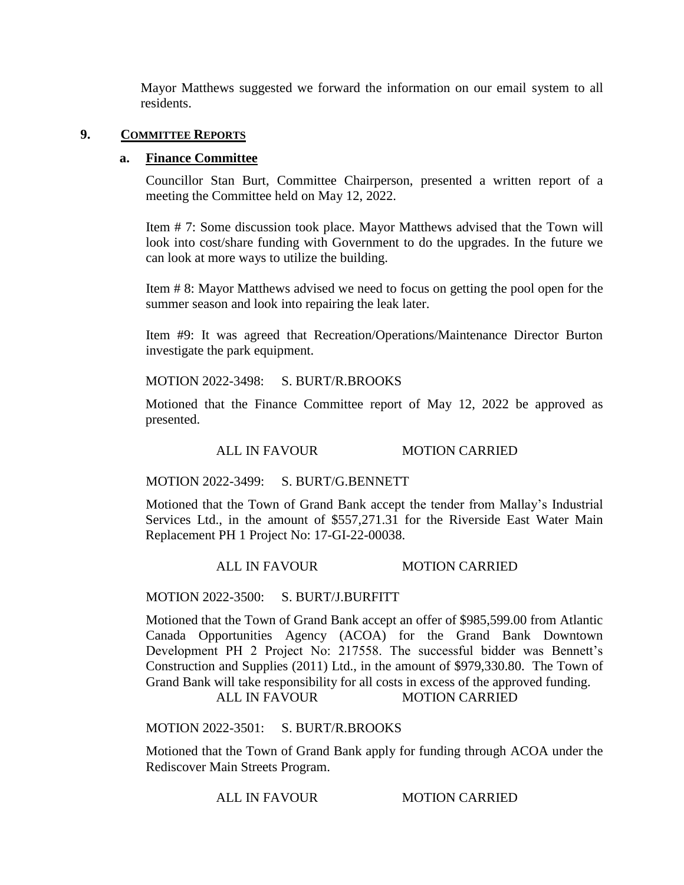Mayor Matthews suggested we forward the information on our email system to all residents.

## 9. COMMITTEE REPORTS

### a. Finance Committee

Councillor Stan Burt, Committee Chairperson, presented a written report of a meeting the Committee held on May 12, 2022.

Item # 7: Some discussion took place. Mayor Matthews advised that the Town will look into cost/share funding with Government to do the upgrades. In the future we can look at more ways to utilize the building.

Item # 8: Mayor Matthews advised we need to focus on getting the pool open for the summer season and look into repairing the leak later.

Item #9: It was agreed that Recreation/Operations/Maintenance Director Burton investigate the park equipment.

MOTION 2022-3498: S. BURT/R.BROOKS

Motioned that the Finance Committee report of May 12, 2022 be approved as presented.

ALL IN FAVOUR MOTION CARRIED

MOTION 2022-3499: S. BURT/G.BENNETT

Motioned that the Town of Grand Bank accept the tender from Mallay's Industrial Services Ltd., in the amount of $557,271.31 for the Riverside East Water Main Replacement PH 1 Project No: 17-GI-22-00038.

ALL IN FAVOUR MOTION CARRIED

MOTION 2022-3500: S. BURT/J.BURFITT

Motioned that the Town of Grand Bank accept an offer of $985,599.00 from Atlantic Canada Opportunities Agency (ACOA) for the Grand Bank Downtown Development PH 2 Project No: 217558. The successful bidder was Bennett's Construction and Supplies (2011) Ltd., in the amount of $979,330.80. The Town of Grand Bank will take responsibility for all costs in excess of the approved funding.

ALL IN FAVOUR MOTION CARRIED

MOTION 2022-3501: S. BURT/R.BROOKS

Motioned that the Town of Grand Bank apply for funding through ACOA under the Rediscover Main Streets Program.

ALL IN FAVOUR MOTION CARRIED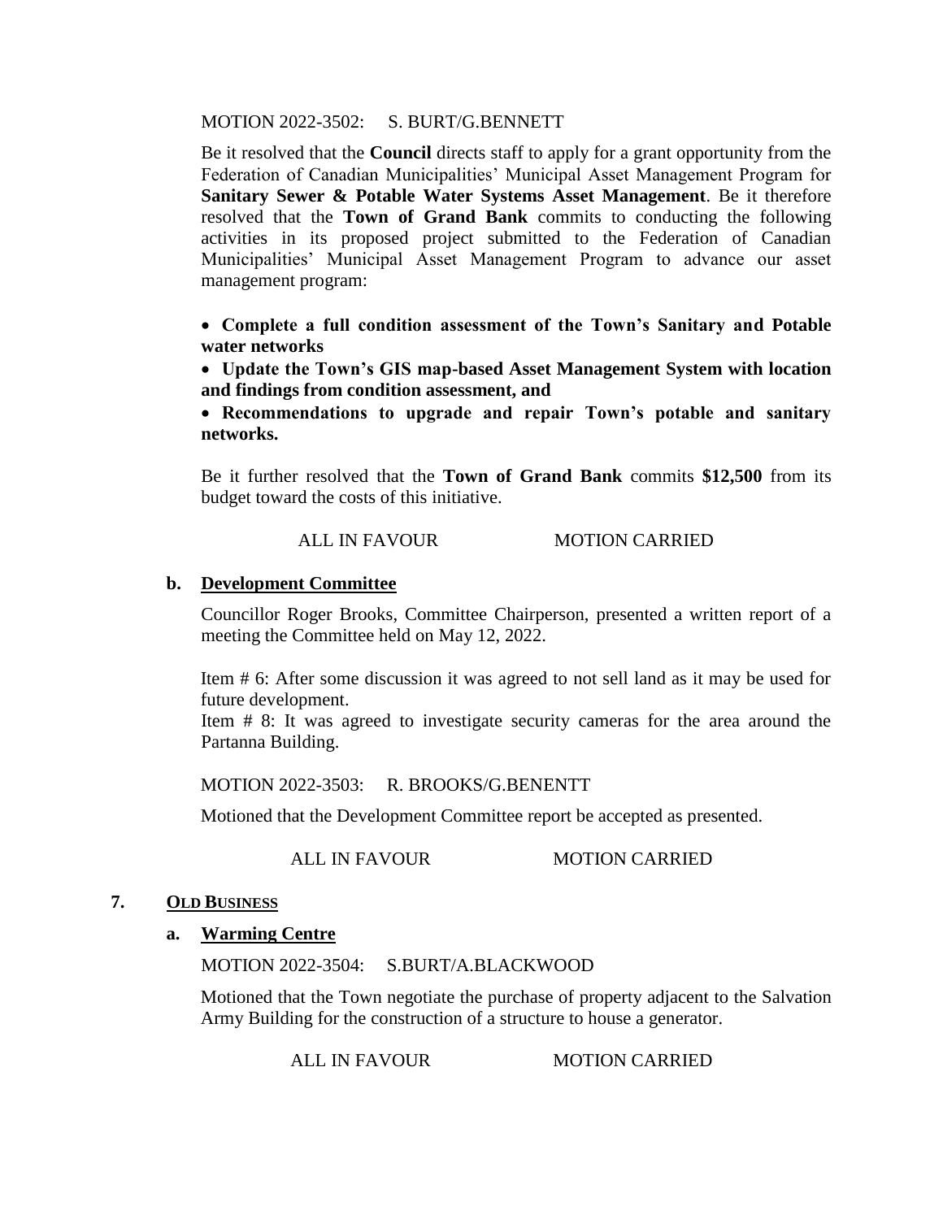MOTION 2022-3502: S. BURT/G.BENNETT

Be it resolved that the **Council** directs staff to apply for a grant opportunity from the Federation of Canadian Municipalities' Municipal Asset Management Program for **Sanitary Sewer & Potable Water Systems Asset Management**. Be it therefore resolved that the **Town of Grand Bank** commits to conducting the following activities in its proposed project submitted to the Federation of Canadian Municipalities' Municipal Asset Management Program to advance our asset management program:

- **Complete a full condition assessment of the Town's Sanitary and Potable water networks**
- **Update the Town's GIS map-based Asset Management System with location and findings from condition assessment, and**
- **Recommendations to upgrade and repair Town's potable and sanitary networks.**

Be it further resolved that the **Town of Grand Bank** commits **$12,500** from its budget toward the costs of this initiative.

ALL IN FAVOUR MOTION CARRIED

### b. Development Committee

Councillor Roger Brooks, Committee Chairperson, presented a written report of a meeting the Committee held on May 12, 2022.

Item # 6: After some discussion it was agreed to not sell land as it may be used for future development.
Item # 8: It was agreed to investigate security cameras for the area around the Partanna Building.

MOTION 2022-3503: R. BROOKS/G.BENENTT

Motioned that the Development Committee report be accepted as presented.

ALL IN FAVOUR MOTION CARRIED

## 7. OLD BUSINESS

### a. Warming Centre

MOTION 2022-3504: S.BURT/A.BLACKWOOD

Motioned that the Town negotiate the purchase of property adjacent to the Salvation Army Building for the construction of a structure to house a generator.

ALL IN FAVOUR MOTION CARRIED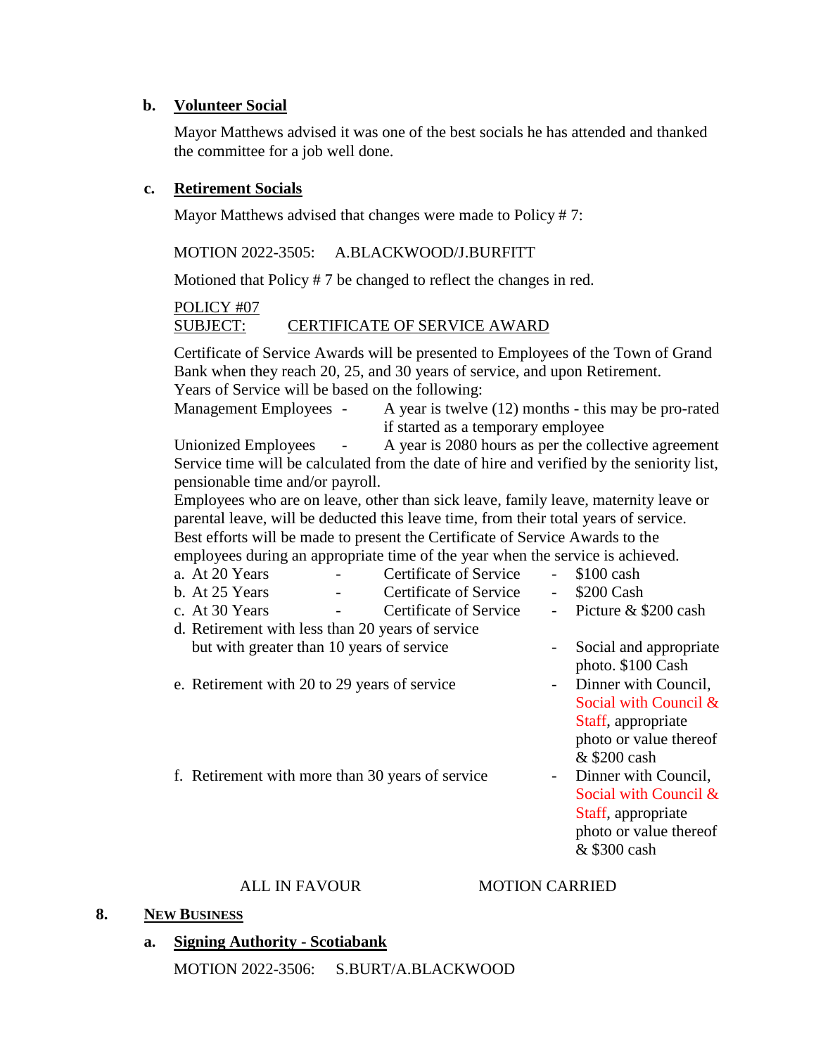**b. Volunteer Social**

Mayor Matthews advised it was one of the best socials he has attended and thanked the committee for a job well done.

**c. Retirement Socials**

Mayor Matthews advised that changes were made to Policy # 7:

MOTION 2022-3505: A.BLACKWOOD/J.BURFITT

Motioned that Policy # 7 be changed to reflect the changes in red.

POLICY #07
SUBJECT: CERTIFICATE OF SERVICE AWARD

Certificate of Service Awards will be presented to Employees of the Town of Grand Bank when they reach 20, 25, and 30 years of service, and upon Retirement.
Years of Service will be based on the following:
Management Employees - A year is twelve (12) months - this may be pro-rated if started as a temporary employee
Unionized Employees - A year is 2080 hours as per the collective agreement
Service time will be calculated from the date of hire and verified by the seniority list, pensionable time and/or payroll.
Employees who are on leave, other than sick leave, family leave, maternity leave or parental leave, will be deducted this leave time, from their total years of service.
Best efforts will be made to present the Certificate of Service Awards to the employees during an appropriate time of the year when the service is achieved.

a. At 20 Years - Certificate of Service - $100 cash
b. At 25 Years - Certificate of Service - $200 Cash
c. At 30 Years - Certificate of Service - Picture & $200 cash
d. Retirement with less than 20 years of service but with greater than 10 years of service - Social and appropriate photo. $100 Cash
e. Retirement with 20 to 29 years of service - Dinner with Council, Social with Council & Staff, appropriate photo or value thereof & $200 cash
f. Retirement with more than 30 years of service - Dinner with Council, Social with Council & Staff, appropriate photo or value thereof & $300 cash

ALL IN FAVOUR MOTION CARRIED

## 8. NEW BUSINESS

**a. Signing Authority - Scotiabank**

MOTION 2022-3506: S.BURT/A.BLACKWOOD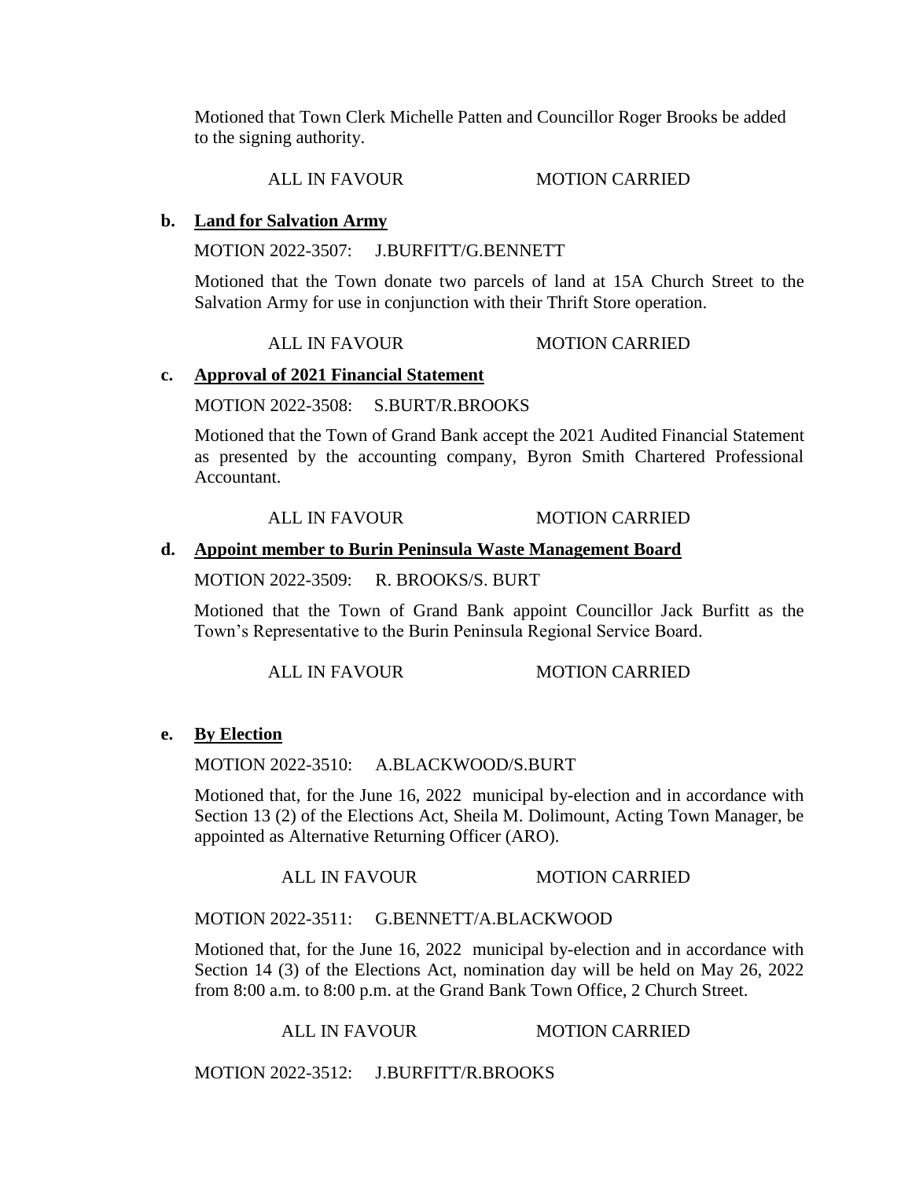Motioned that Town Clerk Michelle Patten and Councillor Roger Brooks be added to the signing authority.

ALL IN FAVOUR MOTION CARRIED

**b. Land for Salvation Army**

MOTION 2022-3507: J.BURFITT/G.BENNETT

Motioned that the Town donate two parcels of land at 15A Church Street to the Salvation Army for use in conjunction with their Thrift Store operation.

ALL IN FAVOUR MOTION CARRIED

**c. Approval of 2021 Financial Statement**

MOTION 2022-3508: S.BURT/R.BROOKS

Motioned that the Town of Grand Bank accept the 2021 Audited Financial Statement as presented by the accounting company, Byron Smith Chartered Professional Accountant.

ALL IN FAVOUR MOTION CARRIED

**d. Appoint member to Burin Peninsula Waste Management Board**

MOTION 2022-3509: R. BROOKS/S. BURT

Motioned that the Town of Grand Bank appoint Councillor Jack Burfitt as the Town's Representative to the Burin Peninsula Regional Service Board.

ALL IN FAVOUR MOTION CARRIED

**e. By Election**

MOTION 2022-3510: A.BLACKWOOD/S.BURT

Motioned that, for the June 16, 2022 municipal by-election and in accordance with Section 13 (2) of the Elections Act, Sheila M. Dolimount, Acting Town Manager, be appointed as Alternative Returning Officer (ARO).

ALL IN FAVOUR MOTION CARRIED

MOTION 2022-3511: G.BENNETT/A.BLACKWOOD

Motioned that, for the June 16, 2022 municipal by-election and in accordance with Section 14 (3) of the Elections Act, nomination day will be held on May 26, 2022 from 8:00 a.m. to 8:00 p.m. at the Grand Bank Town Office, 2 Church Street.

ALL IN FAVOUR MOTION CARRIED

MOTION 2022-3512: J.BURFITT/R.BROOKS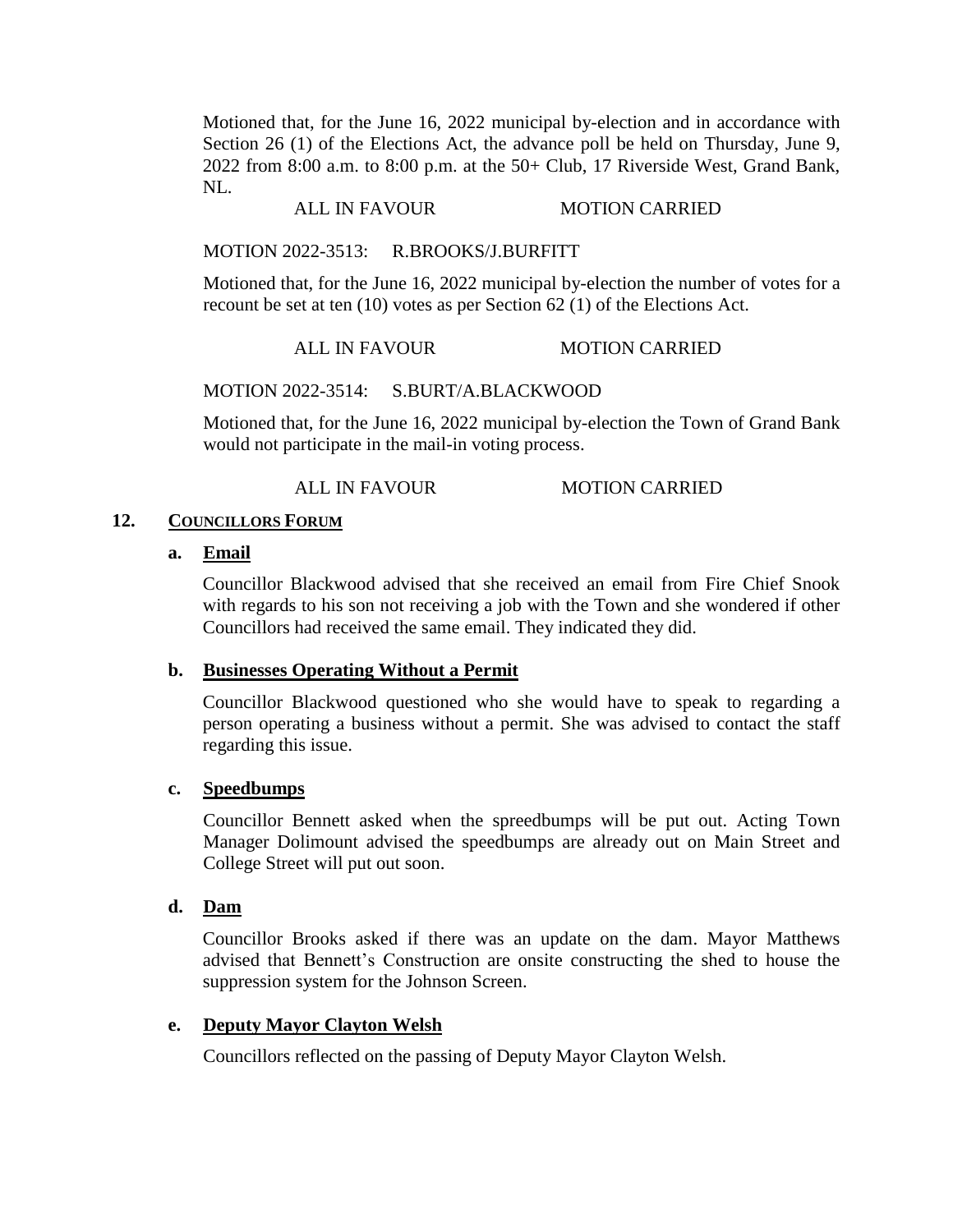Motioned that, for the June 16, 2022 municipal by-election and in accordance with Section 26 (1) of the Elections Act, the advance poll be held on Thursday, June 9, 2022 from 8:00 a.m. to 8:00 p.m. at the 50+ Club, 17 Riverside West, Grand Bank, NL.

ALL IN FAVOUR MOTION CARRIED

MOTION 2022-3513: R.BROOKS/J.BURFITT

Motioned that, for the June 16, 2022 municipal by-election the number of votes for a recount be set at ten (10) votes as per Section 62 (1) of the Elections Act.

ALL IN FAVOUR MOTION CARRIED

MOTION 2022-3514: S.BURT/A.BLACKWOOD

Motioned that, for the June 16, 2022 municipal by-election the Town of Grand Bank would not participate in the mail-in voting process.

ALL IN FAVOUR MOTION CARRIED

## 12. COUNCILLORS FORUM

### a. Email

Councillor Blackwood advised that she received an email from Fire Chief Snook with regards to his son not receiving a job with the Town and she wondered if other Councillors had received the same email. They indicated they did.

### b. Businesses Operating Without a Permit

Councillor Blackwood questioned who she would have to speak to regarding a person operating a business without a permit. She was advised to contact the staff regarding this issue.

### c. Speedbumps

Councillor Bennett asked when the spreedbumps will be put out. Acting Town Manager Dolimount advised the speedbumps are already out on Main Street and College Street will put out soon.

### d. Dam

Councillor Brooks asked if there was an update on the dam. Mayor Matthews advised that Bennett's Construction are onsite constructing the shed to house the suppression system for the Johnson Screen.

### e. Deputy Mayor Clayton Welsh

Councillors reflected on the passing of Deputy Mayor Clayton Welsh.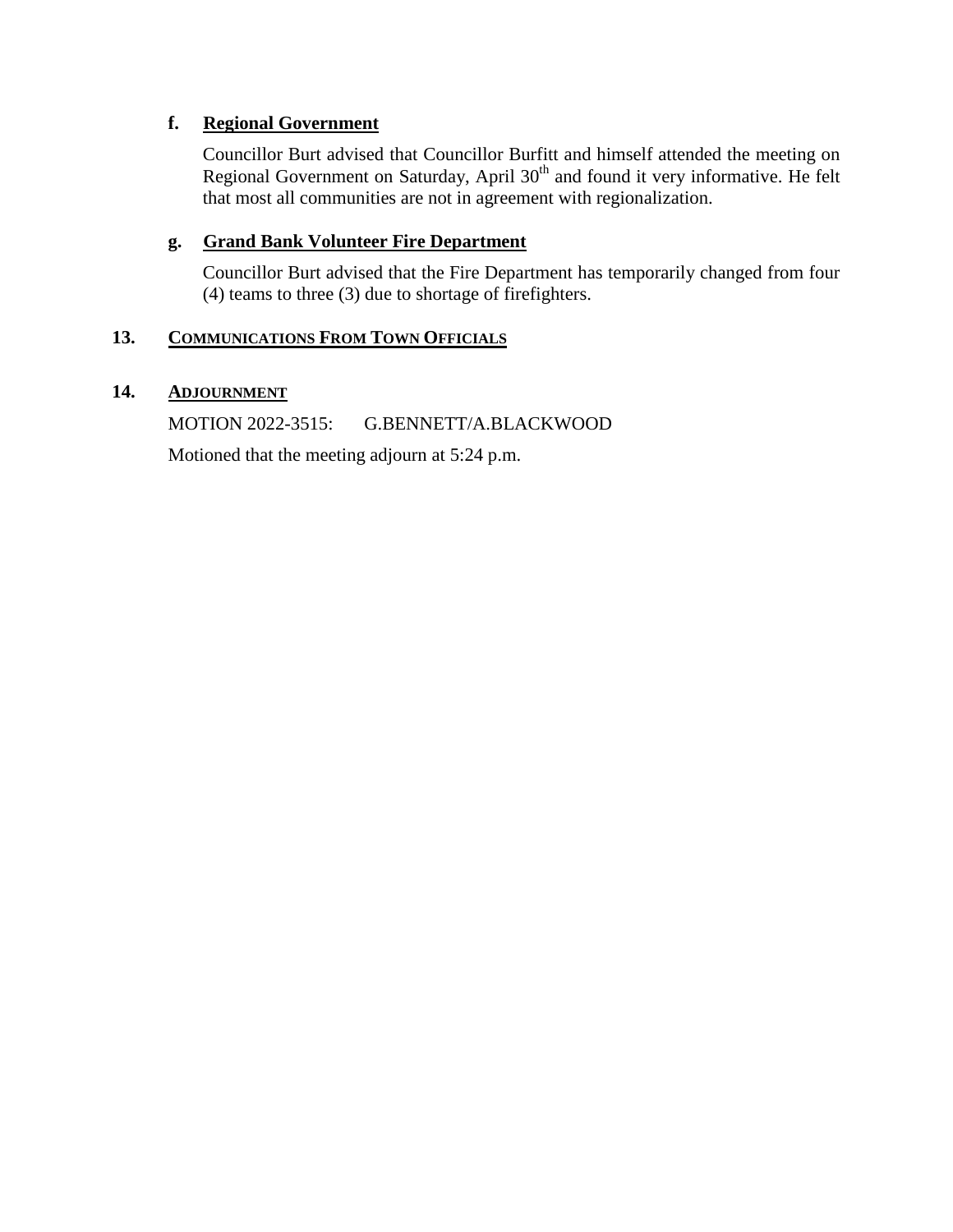**f. Regional Government**

Councillor Burt advised that Councillor Burfitt and himself attended the meeting on Regional Government on Saturday, April 30th and found it very informative. He felt that most all communities are not in agreement with regionalization.

**g. Grand Bank Volunteer Fire Department**

Councillor Burt advised that the Fire Department has temporarily changed from four (4) teams to three (3) due to shortage of firefighters.

## 13. COMMUNICATIONS FROM TOWN OFFICIALS

## 14. ADJOURNMENT

MOTION 2022-3515: G.BENNETT/A.BLACKWOOD

Motioned that the meeting adjourn at 5:24 p.m.